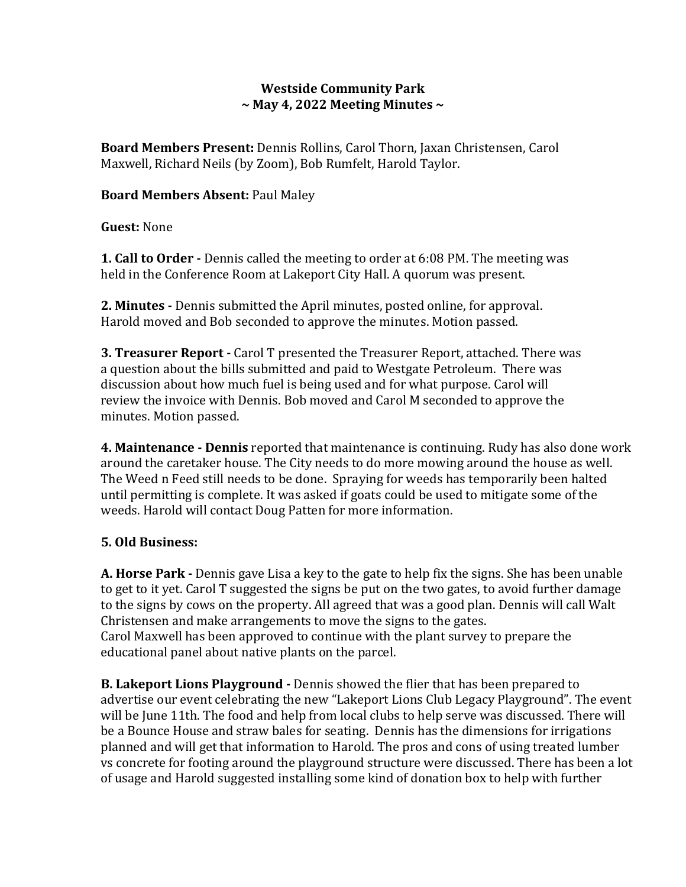# Westside Community Park
## ~ May 4, 2022 Meeting Minutes ~

**Board Members Present:** Dennis Rollins, Carol Thorn, Jaxan Christensen, Carol Maxwell, Richard Neils (by Zoom), Bob Rumfelt, Harold Taylor.

**Board Members Absent:** Paul Maley

**Guest:** None

**1. Call to Order -** Dennis called the meeting to order at 6:08 PM. The meeting was held in the Conference Room at Lakeport City Hall. A quorum was present.

**2. Minutes -** Dennis submitted the April minutes, posted online, for approval. Harold moved and Bob seconded to approve the minutes. Motion passed.

**3. Treasurer Report -** Carol T presented the Treasurer Report, attached. There was a question about the bills submitted and paid to Westgate Petroleum. There was discussion about how much fuel is being used and for what purpose. Carol will review the invoice with Dennis. Bob moved and Carol M seconded to approve the minutes. Motion passed.

**4. Maintenance - Dennis** reported that maintenance is continuing. Rudy has also done work around the caretaker house. The City needs to do more mowing around the house as well. The Weed n Feed still needs to be done. Spraying for weeds has temporarily been halted until permitting is complete. It was asked if goats could be used to mitigate some of the weeds. Harold will contact Doug Patten for more information.

**5. Old Business:**

**A. Horse Park -** Dennis gave Lisa a key to the gate to help fix the signs. She has been unable to get to it yet. Carol T suggested the signs be put on the two gates, to avoid further damage to the signs by cows on the property. All agreed that was a good plan. Dennis will call Walt Christensen and make arrangements to move the signs to the gates.
Carol Maxwell has been approved to continue with the plant survey to prepare the educational panel about native plants on the parcel.

**B. Lakeport Lions Playground -** Dennis showed the flier that has been prepared to advertise our event celebrating the new "Lakeport Lions Club Legacy Playground". The event will be June 11th. The food and help from local clubs to help serve was discussed. There will be a Bounce House and straw bales for seating. Dennis has the dimensions for irrigations planned and will get that information to Harold. The pros and cons of using treated lumber vs concrete for footing around the playground structure were discussed. There has been a lot of usage and Harold suggested installing some kind of donation box to help with further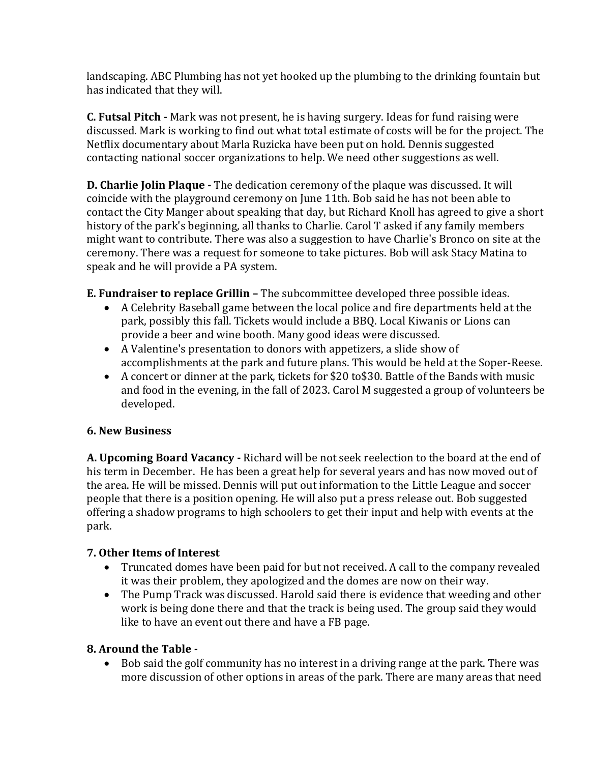landscaping. ABC Plumbing has not yet hooked up the plumbing to the drinking fountain but has indicated that they will.

**C. Futsal Pitch -** Mark was not present, he is having surgery. Ideas for fund raising were discussed. Mark is working to find out what total estimate of costs will be for the project. The Netflix documentary about Marla Ruzicka have been put on hold. Dennis suggested contacting national soccer organizations to help. We need other suggestions as well.

**D. Charlie Jolin Plaque -** The dedication ceremony of the plaque was discussed. It will coincide with the playground ceremony on June 11th. Bob said he has not been able to contact the City Manger about speaking that day, but Richard Knoll has agreed to give a short history of the park's beginning, all thanks to Charlie. Carol T asked if any family members might want to contribute. There was also a suggestion to have Charlie's Bronco on site at the ceremony. There was a request for someone to take pictures. Bob will ask Stacy Matina to speak and he will provide a PA system.

**E. Fundraiser to replace Grillin –** The subcommittee developed three possible ideas.

- A Celebrity Baseball game between the local police and fire departments held at the park, possibly this fall. Tickets would include a BBQ. Local Kiwanis or Lions can provide a beer and wine booth. Many good ideas were discussed.
- A Valentine's presentation to donors with appetizers, a slide show of accomplishments at the park and future plans. This would be held at the Soper-Reese.
- A concert or dinner at the park, tickets for $20 to$30. Battle of the Bands with music and food in the evening, in the fall of 2023. Carol M suggested a group of volunteers be developed.

### 6. New Business

**A. Upcoming Board Vacancy -** Richard will be not seek reelection to the board at the end of his term in December. He has been a great help for several years and has now moved out of the area. He will be missed. Dennis will put out information to the Little League and soccer people that there is a position opening. He will also put a press release out. Bob suggested offering a shadow programs to high schoolers to get their input and help with events at the park.

### 7. Other Items of Interest

- Truncated domes have been paid for but not received. A call to the company revealed it was their problem, they apologized and the domes are now on their way.
- The Pump Track was discussed. Harold said there is evidence that weeding and other work is being done there and that the track is being used. The group said they would like to have an event out there and have a FB page.

### 8. Around the Table -

- Bob said the golf community has no interest in a driving range at the park. There was more discussion of other options in areas of the park. There are many areas that need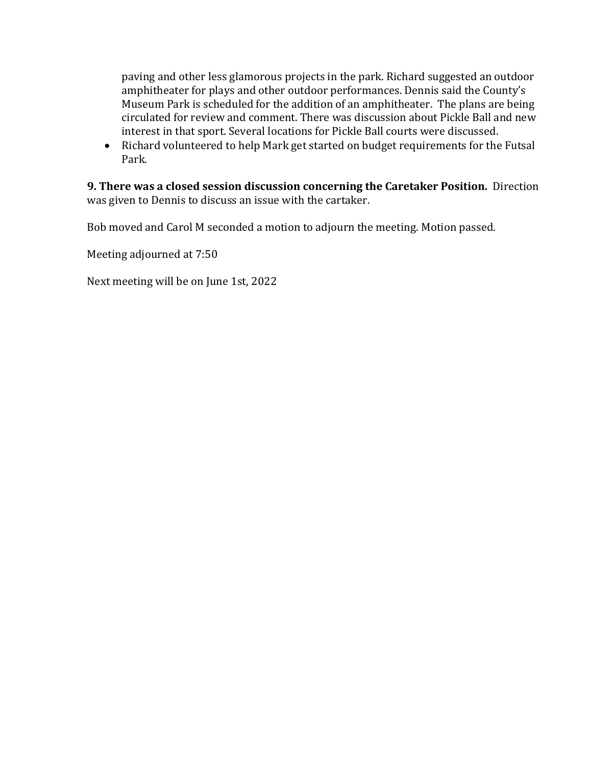paving and other less glamorous projects in the park. Richard suggested an outdoor amphitheater for plays and other outdoor performances. Dennis said the County's Museum Park is scheduled for the addition of an amphitheater. The plans are being circulated for review and comment. There was discussion about Pickle Ball and new interest in that sport. Several locations for Pickle Ball courts were discussed.

- Richard volunteered to help Mark get started on budget requirements for the Futsal Park.

**9. There was a closed session discussion concerning the Caretaker Position.** Direction was given to Dennis to discuss an issue with the cartaker.

Bob moved and Carol M seconded a motion to adjourn the meeting. Motion passed.

Meeting adjourned at 7:50

Next meeting will be on June 1st, 2022